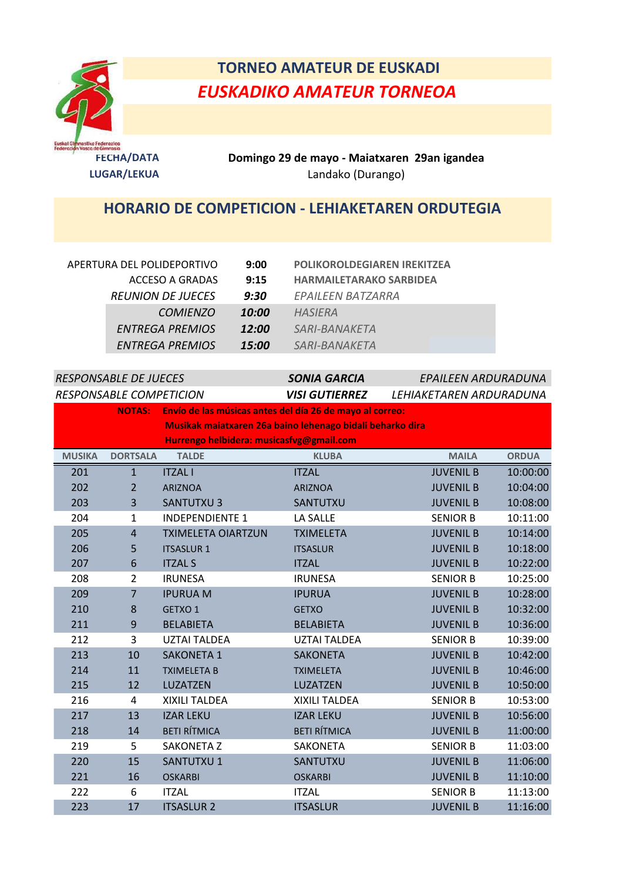# TORNEO AMATEUR DE EUSKADI

## *EUSKADIKO AMATEUR TORNEOA*

Euskal Gimnastiko Federazioa
Federación Vasca de Gimnasia

**FECHA/DATA** **Domingo 29 de mayo - Maiatxaren 29an igandea**

**LUGAR/LEKUA** Landako (Durango)

## HORARIO DE COMPETICION - LEHIAKETAREN ORDUTEGIA

| | | |
|---|---|---|
| APERTURA DEL POLIDEPORTIVO | **9:00** | **POLIKOROLDEGIAREN IREKITZEA** |
| ACCESO A GRADAS | **9:15** | **HARMAILETARAKO SARBIDEA** |
| *REUNION DE JUECES* | ***9:30*** | *EPAILEEN BATZARRA* |
| *COMIENZO* | ***10:00*** | *HASIERA* |
| *ENTREGA PREMIOS* | ***12:00*** | *SARI-BANAKETA* |
| *ENTREGA PREMIOS* | ***15:00*** | *SARI-BANAKETA* |

| | | |
|---|---|---|
| *RESPONSABLE DE JUECES* | ***SONIA GARCIA*** | *EPAILEEN ARDURADUNA* |
| *RESPONSABLE COMPETICION* | ***VISI GUTIERREZ*** | *LEHIAKETAREN ARDURADUNA* |

**NOTAS:** **Envío de las músicas antes del día 26 de mayo al correo:**
**Musikak maiatxaren 26a baino lehenago bidali beharko dira**
**Hurrengo helbidera: musicasfvg@gmail.com**

| MUSIKA | DORTSALA | TALDE | KLUBA | MAILA | ORDUA |
|---|---|---|---|---|---|
| 201 | 1 | ITZAL I | ITZAL | JUVENIL B | 10:00:00 |
| 202 | 2 | ARIZNOA | ARIZNOA | JUVENIL B | 10:04:00 |
| 203 | 3 | SANTUTXU 3 | SANTUTXU | JUVENIL B | 10:08:00 |
| 204 | 1 | INDEPENDIENTE 1 | LA SALLE | SENIOR B | 10:11:00 |
| 205 | 4 | TXIMELETA OIARTZUN | TXIMELETA | JUVENIL B | 10:14:00 |
| 206 | 5 | ITSASLUR 1 | ITSASLUR | JUVENIL B | 10:18:00 |
| 207 | 6 | ITZAL S | ITZAL | JUVENIL B | 10:22:00 |
| 208 | 2 | IRUNESA | IRUNESA | SENIOR B | 10:25:00 |
| 209 | 7 | IPURUA M | IPURUA | JUVENIL B | 10:28:00 |
| 210 | 8 | GETXO 1 | GETXO | JUVENIL B | 10:32:00 |
| 211 | 9 | BELABIETA | BELABIETA | JUVENIL B | 10:36:00 |
| 212 | 3 | UZTAI TALDEA | UZTAI TALDEA | SENIOR B | 10:39:00 |
| 213 | 10 | SAKONETA 1 | SAKONETA | JUVENIL B | 10:42:00 |
| 214 | 11 | TXIMELETA B | TXIMELETA | JUVENIL B | 10:46:00 |
| 215 | 12 | LUZATZEN | LUZATZEN | JUVENIL B | 10:50:00 |
| 216 | 4 | XIXILI TALDEA | XIXILI TALDEA | SENIOR B | 10:53:00 |
| 217 | 13 | IZAR LEKU | IZAR LEKU | JUVENIL B | 10:56:00 |
| 218 | 14 | BETI RÍTMICA | BETI RÍTMICA | JUVENIL B | 11:00:00 |
| 219 | 5 | SAKONETA Z | SAKONETA | SENIOR B | 11:03:00 |
| 220 | 15 | SANTUTXU 1 | SANTUTXU | JUVENIL B | 11:06:00 |
| 221 | 16 | OSKARBI | OSKARBI | JUVENIL B | 11:10:00 |
| 222 | 6 | ITZAL | ITZAL | SENIOR B | 11:13:00 |
| 223 | 17 | ITSASLUR 2 | ITSASLUR | JUVENIL B | 11:16:00 |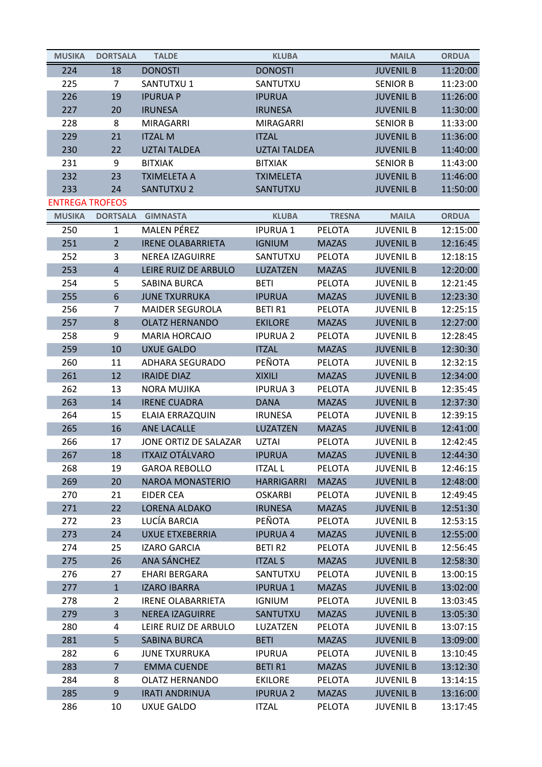| MUSIKA | DORTSALA | TALDE | KLUBA | | MAILA | ORDUA |
|---|---|---|---|---|---|---|
| 224 | 18 | DONOSTI | DONOSTI | | JUVENIL B | 11:20:00 |
| 225 | 7 | SANTUTXU 1 | SANTUTXU | | SENIOR B | 11:23:00 |
| 226 | 19 | IPURUA P | IPURUA | | JUVENIL B | 11:26:00 |
| 227 | 20 | IRUNESA | IRUNESA | | JUVENIL B | 11:30:00 |
| 228 | 8 | MIRAGARRI | MIRAGARRI | | SENIOR B | 11:33:00 |
| 229 | 21 | ITZAL M | ITZAL | | JUVENIL B | 11:36:00 |
| 230 | 22 | UZTAI TALDEA | UZTAI TALDEA | | JUVENIL B | 11:40:00 |
| 231 | 9 | BITXIAK | BITXIAK | | SENIOR B | 11:43:00 |
| 232 | 23 | TXIMELETA A | TXIMELETA | | JUVENIL B | 11:46:00 |
| 233 | 24 | SANTUTXU 2 | SANTUTXU | | JUVENIL B | 11:50:00 |

ENTREGA TROFEOS

| MUSIKA | DORTSALA | GIMNASTA | KLUBA | TRESNA | MAILA | ORDUA |
|---|---|---|---|---|---|---|
| 250 | 1 | MALEN PÉREZ | IPURUA 1 | PELOTA | JUVENIL B | 12:15:00 |
| 251 | 2 | IRENE OLABARRIETA | IGNIUM | MAZAS | JUVENIL B | 12:16:45 |
| 252 | 3 | NEREA IZAGUIRRE | SANTUTXU | PELOTA | JUVENIL B | 12:18:15 |
| 253 | 4 | LEIRE RUIZ DE ARBULO | LUZATZEN | MAZAS | JUVENIL B | 12:20:00 |
| 254 | 5 | SABINA BURCA | BETI | PELOTA | JUVENIL B | 12:21:45 |
| 255 | 6 | JUNE TXURRUKA | IPURUA | MAZAS | JUVENIL B | 12:23:30 |
| 256 | 7 | MAIDER SEGUROLA | BETI R1 | PELOTA | JUVENIL B | 12:25:15 |
| 257 | 8 | OLATZ HERNANDO | EKILORE | MAZAS | JUVENIL B | 12:27:00 |
| 258 | 9 | MARIA HORCAJO | IPURUA 2 | PELOTA | JUVENIL B | 12:28:45 |
| 259 | 10 | UXUE GALDO | ITZAL | MAZAS | JUVENIL B | 12:30:30 |
| 260 | 11 | ADHARA SEGURADO | PEÑOTA | PELOTA | JUVENIL B | 12:32:15 |
| 261 | 12 | IRAIDE DIAZ | XIXILI | MAZAS | JUVENIL B | 12:34:00 |
| 262 | 13 | NORA MUJIKA | IPURUA 3 | PELOTA | JUVENIL B | 12:35:45 |
| 263 | 14 | IRENE CUADRA | DANA | MAZAS | JUVENIL B | 12:37:30 |
| 264 | 15 | ELAIA ERRAZQUIN | IRUNESA | PELOTA | JUVENIL B | 12:39:15 |
| 265 | 16 | ANE LACALLE | LUZATZEN | MAZAS | JUVENIL B | 12:41:00 |
| 266 | 17 | JONE ORTIZ DE SALAZAR | UZTAI | PELOTA | JUVENIL B | 12:42:45 |
| 267 | 18 | ITXAIZ OTÁLVARO | IPURUA | MAZAS | JUVENIL B | 12:44:30 |
| 268 | 19 | GAROA REBOLLO | ITZAL L | PELOTA | JUVENIL B | 12:46:15 |
| 269 | 20 | NAROA MONASTERIO | HARRIGARRI | MAZAS | JUVENIL B | 12:48:00 |
| 270 | 21 | EIDER CEA | OSKARBI | PELOTA | JUVENIL B | 12:49:45 |
| 271 | 22 | LORENA ALDAKO | IRUNESA | MAZAS | JUVENIL B | 12:51:30 |
| 272 | 23 | LUCÍA BARCIA | PEÑOTA | PELOTA | JUVENIL B | 12:53:15 |
| 273 | 24 | UXUE ETXEBERRIA | IPURUA 4 | MAZAS | JUVENIL B | 12:55:00 |
| 274 | 25 | IZARO GARCIA | BETI R2 | PELOTA | JUVENIL B | 12:56:45 |
| 275 | 26 | ANA SÁNCHEZ | ITZAL S | MAZAS | JUVENIL B | 12:58:30 |
| 276 | 27 | EHARI BERGARA | SANTUTXU | PELOTA | JUVENIL B | 13:00:15 |
| 277 | 1 | IZARO IBARRA | IPURUA 1 | MAZAS | JUVENIL B | 13:02:00 |
| 278 | 2 | IRENE OLABARRIETA | IGNIUM | PELOTA | JUVENIL B | 13:03:45 |
| 279 | 3 | NEREA IZAGUIRRE | SANTUTXU | MAZAS | JUVENIL B | 13:05:30 |
| 280 | 4 | LEIRE RUIZ DE ARBULO | LUZATZEN | PELOTA | JUVENIL B | 13:07:15 |
| 281 | 5 | SABINA BURCA | BETI | MAZAS | JUVENIL B | 13:09:00 |
| 282 | 6 | JUNE TXURRUKA | IPURUA | PELOTA | JUVENIL B | 13:10:45 |
| 283 | 7 | EMMA CUENDE | BETI R1 | MAZAS | JUVENIL B | 13:12:30 |
| 284 | 8 | OLATZ HERNANDO | EKILORE | PELOTA | JUVENIL B | 13:14:15 |
| 285 | 9 | IRATI ANDRINUA | IPURUA 2 | MAZAS | JUVENIL B | 13:16:00 |
| 286 | 10 | UXUE GALDO | ITZAL | PELOTA | JUVENIL B | 13:17:45 |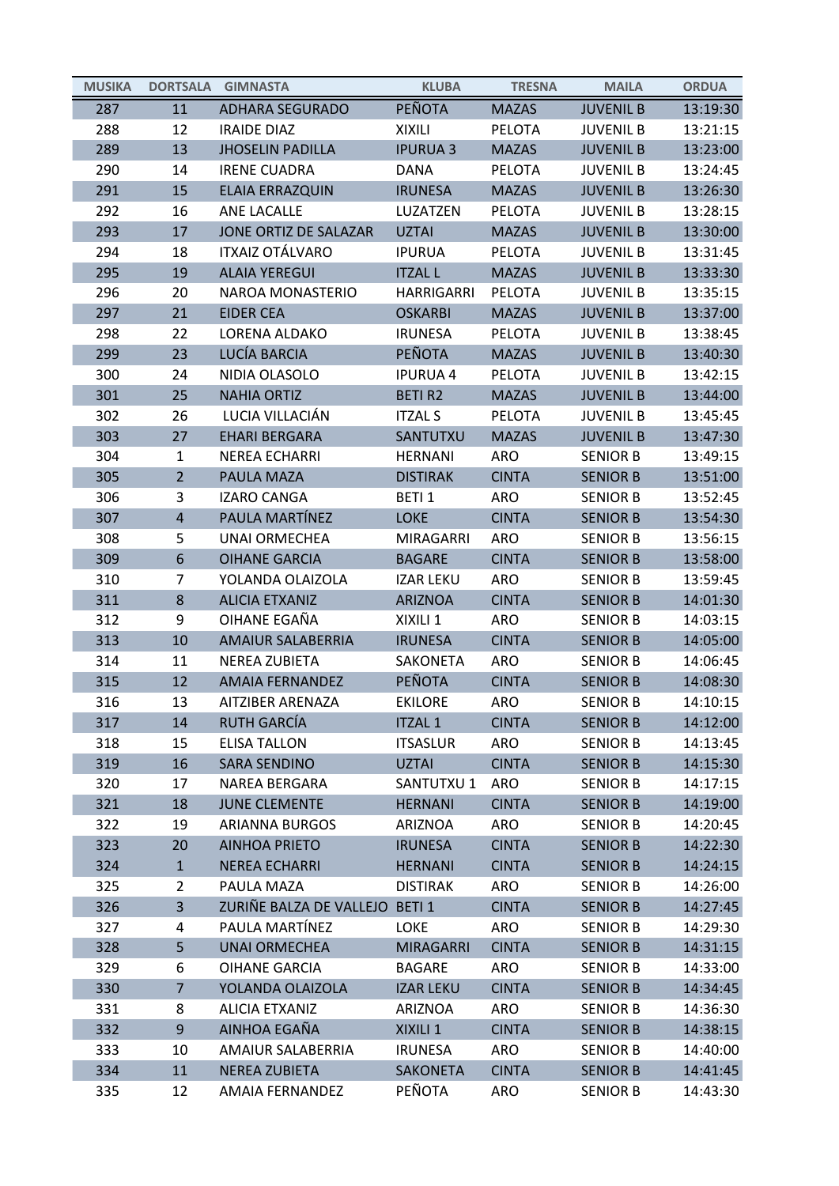| MUSIKA | DORTSALA | GIMNASTA | KLUBA | TRESNA | MAILA | ORDUA |
|---|---|---|---|---|---|---|
| 287 | 11 | ADHARA SEGURADO | PEÑOTA | MAZAS | JUVENIL B | 13:19:30 |
| 288 | 12 | IRAIDE DIAZ | XIXILI | PELOTA | JUVENIL B | 13:21:15 |
| 289 | 13 | JHOSELIN PADILLA | IPURUA 3 | MAZAS | JUVENIL B | 13:23:00 |
| 290 | 14 | IRENE CUADRA | DANA | PELOTA | JUVENIL B | 13:24:45 |
| 291 | 15 | ELAIA ERRAZQUIN | IRUNESA | MAZAS | JUVENIL B | 13:26:30 |
| 292 | 16 | ANE LACALLE | LUZATZEN | PELOTA | JUVENIL B | 13:28:15 |
| 293 | 17 | JONE ORTIZ DE SALAZAR | UZTAI | MAZAS | JUVENIL B | 13:30:00 |
| 294 | 18 | ITXAIZ OTÁLVARO | IPURUA | PELOTA | JUVENIL B | 13:31:45 |
| 295 | 19 | ALAIA YEREGUI | ITZAL L | MAZAS | JUVENIL B | 13:33:30 |
| 296 | 20 | NAROA MONASTERIO | HARRIGARRI | PELOTA | JUVENIL B | 13:35:15 |
| 297 | 21 | EIDER CEA | OSKARBI | MAZAS | JUVENIL B | 13:37:00 |
| 298 | 22 | LORENA ALDAKO | IRUNESA | PELOTA | JUVENIL B | 13:38:45 |
| 299 | 23 | LUCÍA BARCIA | PEÑOTA | MAZAS | JUVENIL B | 13:40:30 |
| 300 | 24 | NIDIA OLASOLO | IPURUA 4 | PELOTA | JUVENIL B | 13:42:15 |
| 301 | 25 | NAHIA ORTIZ | BETI R2 | MAZAS | JUVENIL B | 13:44:00 |
| 302 | 26 | LUCIA VILLACIÁN | ITZAL S | PELOTA | JUVENIL B | 13:45:45 |
| 303 | 27 | EHARI BERGARA | SANTUTXU | MAZAS | JUVENIL B | 13:47:30 |
| 304 | 1 | NEREA ECHARRI | HERNANI | ARO | SENIOR B | 13:49:15 |
| 305 | 2 | PAULA MAZA | DISTIRAK | CINTA | SENIOR B | 13:51:00 |
| 306 | 3 | IZARO CANGA | BETI 1 | ARO | SENIOR B | 13:52:45 |
| 307 | 4 | PAULA MARTÍNEZ | LOKE | CINTA | SENIOR B | 13:54:30 |
| 308 | 5 | UNAI ORMECHEA | MIRAGARRI | ARO | SENIOR B | 13:56:15 |
| 309 | 6 | OIHANE GARCIA | BAGARE | CINTA | SENIOR B | 13:58:00 |
| 310 | 7 | YOLANDA OLAIZOLA | IZAR LEKU | ARO | SENIOR B | 13:59:45 |
| 311 | 8 | ALICIA ETXANIZ | ARIZNOA | CINTA | SENIOR B | 14:01:30 |
| 312 | 9 | OIHANE EGAÑA | XIXILI 1 | ARO | SENIOR B | 14:03:15 |
| 313 | 10 | AMAIUR SALABERRIA | IRUNESA | CINTA | SENIOR B | 14:05:00 |
| 314 | 11 | NEREA ZUBIETA | SAKONETA | ARO | SENIOR B | 14:06:45 |
| 315 | 12 | AMAIA FERNANDEZ | PEÑOTA | CINTA | SENIOR B | 14:08:30 |
| 316 | 13 | AITZIBER ARENAZA | EKILORE | ARO | SENIOR B | 14:10:15 |
| 317 | 14 | RUTH GARCÍA | ITZAL 1 | CINTA | SENIOR B | 14:12:00 |
| 318 | 15 | ELISA TALLON | ITSASLUR | ARO | SENIOR B | 14:13:45 |
| 319 | 16 | SARA SENDINO | UZTAI | CINTA | SENIOR B | 14:15:30 |
| 320 | 17 | NAREA BERGARA | SANTUTXU 1 | ARO | SENIOR B | 14:17:15 |
| 321 | 18 | JUNE CLEMENTE | HERNANI | CINTA | SENIOR B | 14:19:00 |
| 322 | 19 | ARIANNA BURGOS | ARIZNOA | ARO | SENIOR B | 14:20:45 |
| 323 | 20 | AINHOA PRIETO | IRUNESA | CINTA | SENIOR B | 14:22:30 |
| 324 | 1 | NEREA ECHARRI | HERNANI | CINTA | SENIOR B | 14:24:15 |
| 325 | 2 | PAULA MAZA | DISTIRAK | ARO | SENIOR B | 14:26:00 |
| 326 | 3 | ZURIÑE BALZA DE VALLEJO | BETI 1 | CINTA | SENIOR B | 14:27:45 |
| 327 | 4 | PAULA MARTÍNEZ | LOKE | ARO | SENIOR B | 14:29:30 |
| 328 | 5 | UNAI ORMECHEA | MIRAGARRI | CINTA | SENIOR B | 14:31:15 |
| 329 | 6 | OIHANE GARCIA | BAGARE | ARO | SENIOR B | 14:33:00 |
| 330 | 7 | YOLANDA OLAIZOLA | IZAR LEKU | CINTA | SENIOR B | 14:34:45 |
| 331 | 8 | ALICIA ETXANIZ | ARIZNOA | ARO | SENIOR B | 14:36:30 |
| 332 | 9 | AINHOA EGAÑA | XIXILI 1 | CINTA | SENIOR B | 14:38:15 |
| 333 | 10 | AMAIUR SALABERRIA | IRUNESA | ARO | SENIOR B | 14:40:00 |
| 334 | 11 | NEREA ZUBIETA | SAKONETA | CINTA | SENIOR B | 14:41:45 |
| 335 | 12 | AMAIA FERNANDEZ | PEÑOTA | ARO | SENIOR B | 14:43:30 |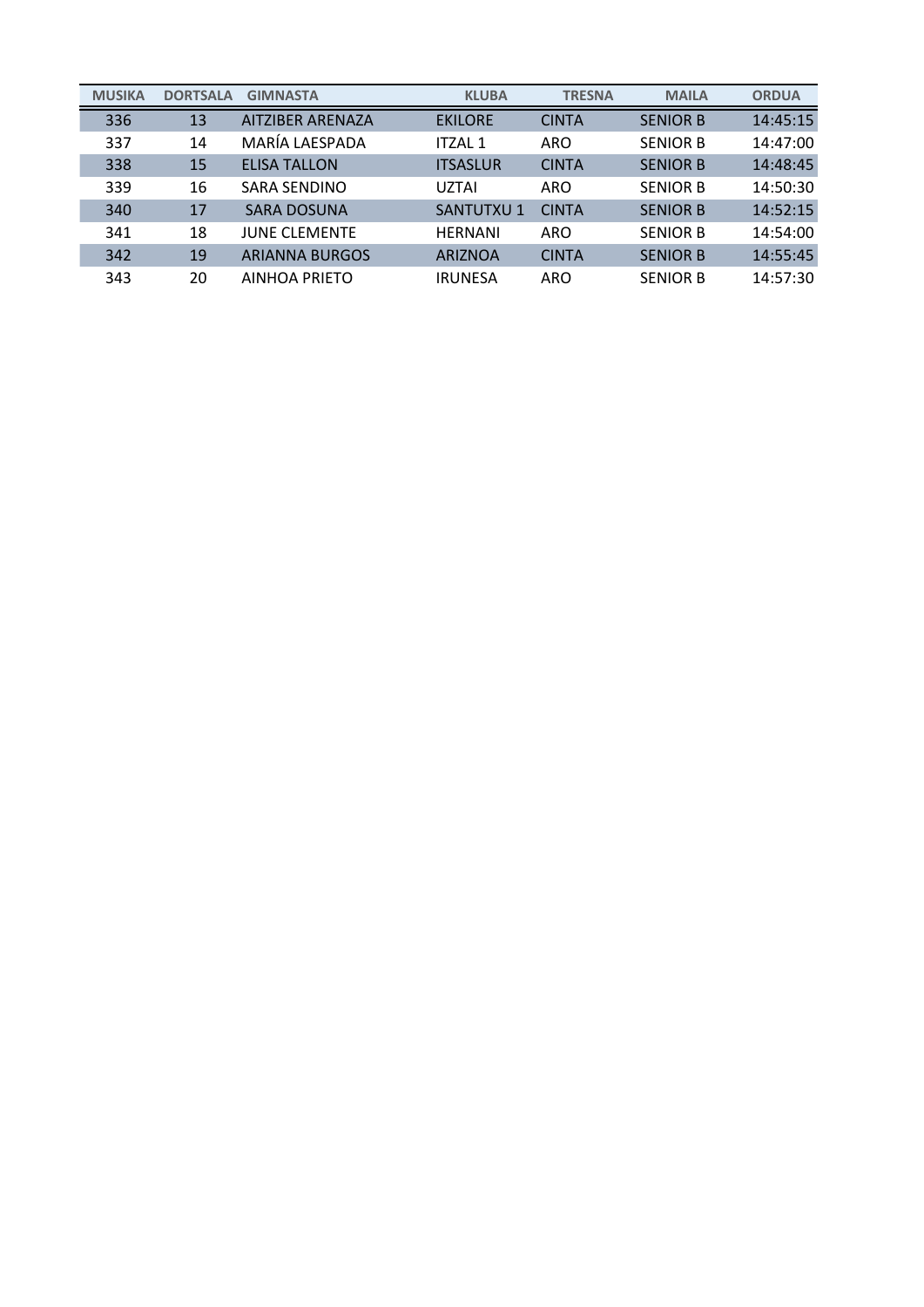| MUSIKA | DORTSALA | GIMNASTA | KLUBA | TRESNA | MAILA | ORDUA |
|---|---|---|---|---|---|---|
| 336 | 13 | AITZIBER ARENAZA | EKILORE | CINTA | SENIOR B | 14:45:15 |
| 337 | 14 | MARÍA LAESPADA | ITZAL 1 | ARO | SENIOR B | 14:47:00 |
| 338 | 15 | ELISA TALLON | ITSASLUR | CINTA | SENIOR B | 14:48:45 |
| 339 | 16 | SARA SENDINO | UZTAI | ARO | SENIOR B | 14:50:30 |
| 340 | 17 | SARA DOSUNA | SANTUTXU 1 | CINTA | SENIOR B | 14:52:15 |
| 341 | 18 | JUNE CLEMENTE | HERNANI | ARO | SENIOR B | 14:54:00 |
| 342 | 19 | ARIANNA BURGOS | ARIZNOA | CINTA | SENIOR B | 14:55:45 |
| 343 | 20 | AINHOA PRIETO | IRUNESA | ARO | SENIOR B | 14:57:30 |